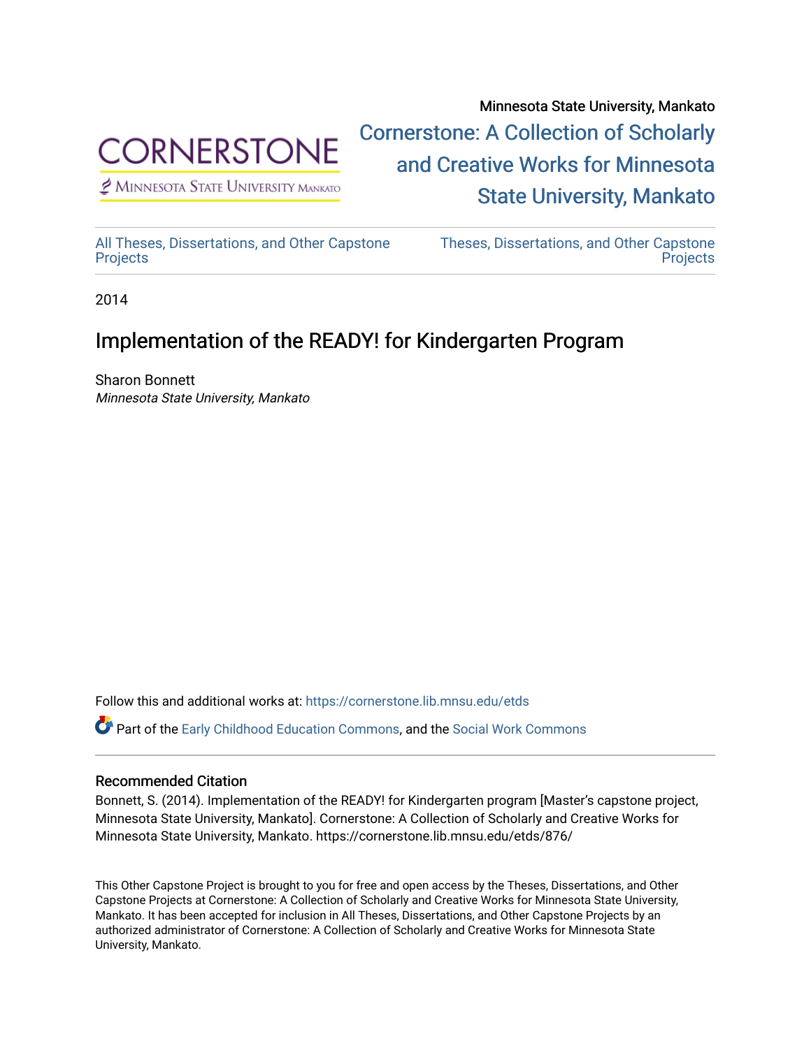Minnesota State University, Mankato

Cornerstone: A Collection of Scholarly and Creative Works for Minnesota State University, Mankato

All Theses, Dissertations, and Other Capstone Projects

Theses, Dissertations, and Other Capstone Projects

2014

# Implementation of the READY! for Kindergarten Program

Sharon Bonnett
*Minnesota State University, Mankato*

Follow this and additional works at: https://cornerstone.lib.mnsu.edu/etds

Part of the Early Childhood Education Commons, and the Social Work Commons

### Recommended Citation

Bonnett, S. (2014). Implementation of the READY! for Kindergarten program [Master's capstone project, Minnesota State University, Mankato]. Cornerstone: A Collection of Scholarly and Creative Works for Minnesota State University, Mankato. https://cornerstone.lib.mnsu.edu/etds/876/

This Other Capstone Project is brought to you for free and open access by the Theses, Dissertations, and Other Capstone Projects at Cornerstone: A Collection of Scholarly and Creative Works for Minnesota State University, Mankato. It has been accepted for inclusion in All Theses, Dissertations, and Other Capstone Projects by an authorized administrator of Cornerstone: A Collection of Scholarly and Creative Works for Minnesota State University, Mankato.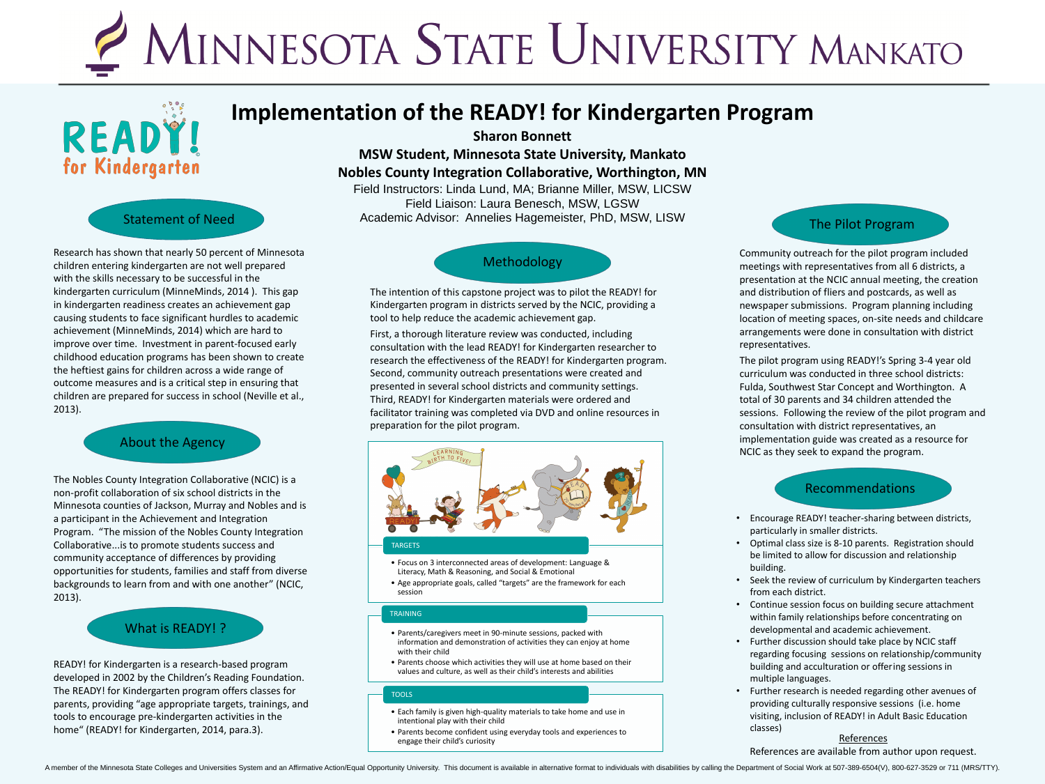# Minnesota State University Mankato

## Implementation of the READY! for Kindergarten Program

**Sharon Bonnett**

**MSW Student, Minnesota State University, Mankato**

**Nobles County Integration Collaborative, Worthington, MN**

Field Instructors: Linda Lund, MA; Brianne Miller, MSW, LICSW

Field Liaison: Laura Benesch, MSW, LGSW

Academic Advisor: Annelies Hagemeister, PhD, MSW, LISW

### Statement of Need

Research has shown that nearly 50 percent of Minnesota children entering kindergarten are not well prepared with the skills necessary to be successful in the kindergarten curriculum (MinneMinds, 2014 ). This gap in kindergarten readiness creates an achievement gap causing students to face significant hurdles to academic achievement (MinneMinds, 2014) which are hard to improve over time. Investment in parent-focused early childhood education programs has been shown to create the heftiest gains for children across a wide range of outcome measures and is a critical step in ensuring that children are prepared for success in school (Neville et al., 2013).

### About the Agency

The Nobles County Integration Collaborative (NCIC) is a non-profit collaboration of six school districts in the Minnesota counties of Jackson, Murray and Nobles and is a participant in the Achievement and Integration Program. "The mission of the Nobles County Integration Collaborative...is to promote students success and community acceptance of differences by providing opportunities for students, families and staff from diverse backgrounds to learn from and with one another" (NCIC, 2013).

### What is READY! ?

READY! for Kindergarten is a research-based program developed in 2002 by the Children's Reading Foundation. The READY! for Kindergarten program offers classes for parents, providing "age appropriate targets, trainings, and tools to encourage pre-kindergarten activities in the home" (READY! for Kindergarten, 2014, para.3).

### Methodology

The intention of this capstone project was to pilot the READY! for Kindergarten program in districts served by the NCIC, providing a tool to help reduce the academic achievement gap.

First, a thorough literature review was conducted, including consultation with the lead READY! for Kindergarten researcher to research the effectiveness of the READY! for Kindergarten program. Second, community outreach presentations were created and presented in several school districts and community settings. Third, READY! for Kindergarten materials were ordered and facilitator training was completed via DVD and online resources in preparation for the pilot program.

**TARGETS**

- Focus on 3 interconnected areas of development: Language & Literacy, Math & Reasoning, and Social & Emotional
- Age appropriate goals, called "targets" are the framework for each session

**TRAINING**

- Parents/caregivers meet in 90-minute sessions, packed with information and demonstration of activities they can enjoy at home with their child
- Parents choose which activities they will use at home based on their values and culture, as well as their child's interests and abilities

**TOOLS**

- Each family is given high-quality materials to take home and use in intentional play with their child
- Parents become confident using everyday tools and experiences to engage their child's curiosity

### The Pilot Program

Community outreach for the pilot program included meetings with representatives from all 6 districts, a presentation at the NCIC annual meeting, the creation and distribution of fliers and postcards, as well as newspaper submissions. Program planning including location of meeting spaces, on-site needs and childcare arrangements were done in consultation with district representatives.

The pilot program using READY!'s Spring 3-4 year old curriculum was conducted in three school districts: Fulda, Southwest Star Concept and Worthington. A total of 30 parents and 34 children attended the sessions. Following the review of the pilot program and consultation with district representatives, an implementation guide was created as a resource for NCIC as they seek to expand the program.

### Recommendations

- Encourage READY! teacher-sharing between districts, particularly in smaller districts.
- Optimal class size is 8-10 parents. Registration should be limited to allow for discussion and relationship building.
- Seek the review of curriculum by Kindergarten teachers from each district.
- Continue session focus on building secure attachment within family relationships before concentrating on developmental and academic achievement.
- Further discussion should take place by NCIC staff regarding focusing sessions on relationship/community building and acculturation or offering sessions in multiple languages.
- Further research is needed regarding other avenues of providing culturally responsive sessions (i.e. home visiting, inclusion of READY! in Adult Basic Education classes)

References

References are available from author upon request.

A member of the Minnesota State Colleges and Universities System and an Affirmative Action/Equal Opportunity University. This document is available in alternative format to individuals with disabilities by calling the Department of Social Work at 507-389-6504(V), 800-627-3529 or 711 (MRS/TTY).